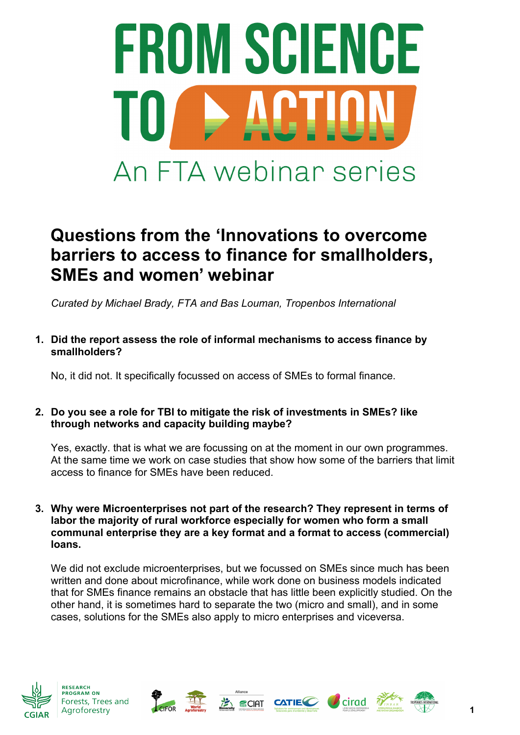# FROM SCIENCE TO ACTION

An FTA webinar series

## Questions from the 'Innovations to overcome barriers to access to finance for smallholders, SMEs and women' webinar

*Curated by Michael Brady, FTA and Bas Louman, Tropenbos International*

1. **Did the report assess the role of informal mechanisms to access finance by smallholders?**

   No, it did not. It specifically focussed on access of SMEs to formal finance.

2. **Do you see a role for TBI to mitigate the risk of investments in SMEs? like through networks and capacity building maybe?**

   Yes, exactly. that is what we are focussing on at the moment in our own programmes. At the same time we work on case studies that show how some of the barriers that limit access to finance for SMEs have been reduced.

3. **Why were Microenterprises not part of the research? They represent in terms of labor the majority of rural workforce especially for women who form a small communal enterprise they are a key format and a format to access (commercial) loans.**

   We did not exclude microenterprises, but we focussed on SMEs since much has been written and done about microfinance, while work done on business models indicated that for SMEs finance remains an obstacle that has little been explicitly studied. On the other hand, it is sometimes hard to separate the two (micro and small), and in some cases, solutions for the SMEs also apply to micro enterprises and viceversa.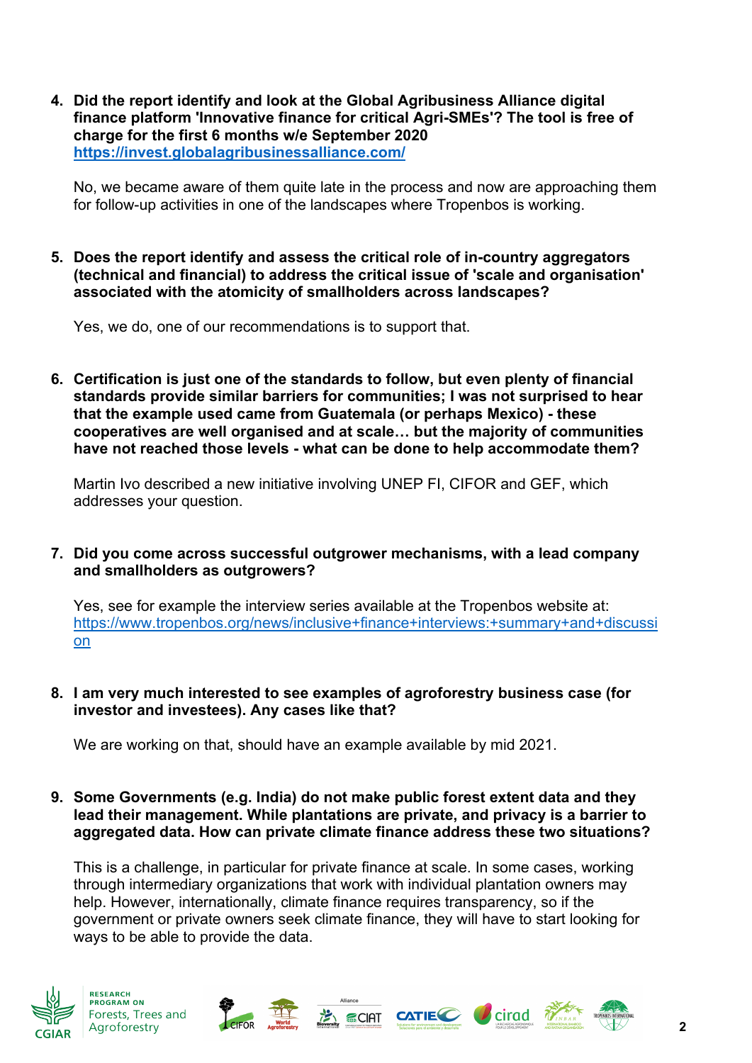4. **Did the report identify and look at the Global Agribusiness Alliance digital finance platform 'Innovative finance for critical Agri-SMEs'? The tool is free of charge for the first 6 months w/e September 2020 [https://invest.globalagribusinessalliance.com/](https://invest.globalagribusinessalliance.com/)**

   No, we became aware of them quite late in the process and now are approaching them for follow-up activities in one of the landscapes where Tropenbos is working.

5. **Does the report identify and assess the critical role of in-country aggregators (technical and financial) to address the critical issue of 'scale and organisation' associated with the atomicity of smallholders across landscapes?**

   Yes, we do, one of our recommendations is to support that.

6. **Certification is just one of the standards to follow, but even plenty of financial standards provide similar barriers for communities; I was not surprised to hear that the example used came from Guatemala (or perhaps Mexico) - these cooperatives are well organised and at scale… but the majority of communities have not reached those levels - what can be done to help accommodate them?**

   Martin Ivo described a new initiative involving UNEP FI, CIFOR and GEF, which addresses your question.

7. **Did you come across successful outgrower mechanisms, with a lead company and smallholders as outgrowers?**

   Yes, see for example the interview series available at the Tropenbos website at: [https://www.tropenbos.org/news/inclusive+finance+interviews:+summary+and+discussion](https://www.tropenbos.org/news/inclusive+finance+interviews:+summary+and+discussion)

8. **I am very much interested to see examples of agroforestry business case (for investor and investees). Any cases like that?**

   We are working on that, should have an example available by mid 2021.

9. **Some Governments (e.g. India) do not make public forest extent data and they lead their management. While plantations are private, and privacy is a barrier to aggregated data. How can private climate finance address these two situations?**

   This is a challenge, in particular for private finance at scale. In some cases, working through intermediary organizations that work with individual plantation owners may help. However, internationally, climate finance requires transparency, so if the government or private owners seek climate finance, they will have to start looking for ways to be able to provide the data.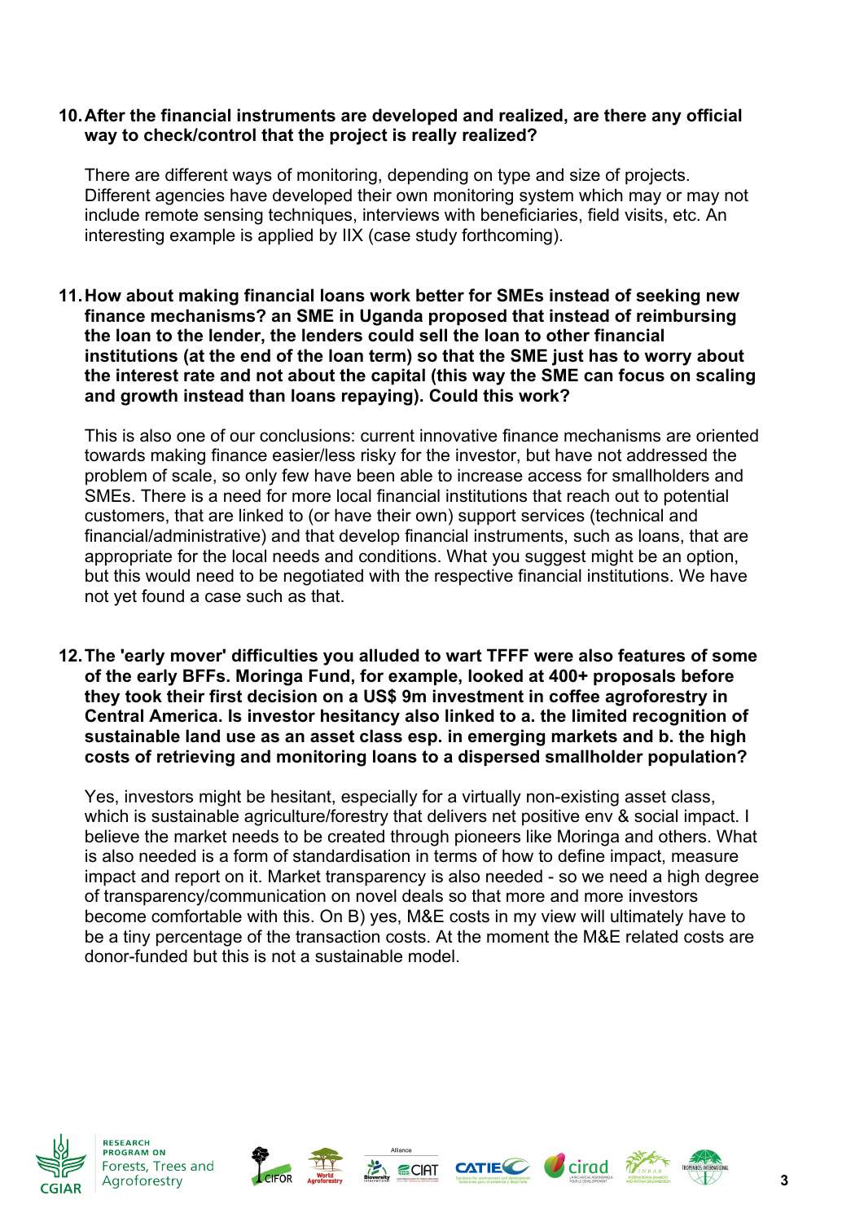**10. After the financial instruments are developed and realized, are there any official way to check/control that the project is really realized?**

There are different ways of monitoring, depending on type and size of projects. Different agencies have developed their own monitoring system which may or may not include remote sensing techniques, interviews with beneficiaries, field visits, etc. An interesting example is applied by IIX (case study forthcoming).

**11. How about making financial loans work better for SMEs instead of seeking new finance mechanisms? an SME in Uganda proposed that instead of reimbursing the loan to the lender, the lenders could sell the loan to other financial institutions (at the end of the loan term) so that the SME just has to worry about the interest rate and not about the capital (this way the SME can focus on scaling and growth instead than loans repaying). Could this work?**

This is also one of our conclusions: current innovative finance mechanisms are oriented towards making finance easier/less risky for the investor, but have not addressed the problem of scale, so only few have been able to increase access for smallholders and SMEs. There is a need for more local financial institutions that reach out to potential customers, that are linked to (or have their own) support services (technical and financial/administrative) and that develop financial instruments, such as loans, that are appropriate for the local needs and conditions. What you suggest might be an option, but this would need to be negotiated with the respective financial institutions. We have not yet found a case such as that.

**12. The 'early mover' difficulties you alluded to wart TFFF were also features of some of the early BFFs. Moringa Fund, for example, looked at 400+ proposals before they took their first decision on a US$ 9m investment in coffee agroforestry in Central America. Is investor hesitancy also linked to a. the limited recognition of sustainable land use as an asset class esp. in emerging markets and b. the high costs of retrieving and monitoring loans to a dispersed smallholder population?**

Yes, investors might be hesitant, especially for a virtually non-existing asset class, which is sustainable agriculture/forestry that delivers net positive env & social impact. I believe the market needs to be created through pioneers like Moringa and others. What is also needed is a form of standardisation in terms of how to define impact, measure impact and report on it. Market transparency is also needed - so we need a high degree of transparency/communication on novel deals so that more and more investors become comfortable with this. On B) yes, M&E costs in my view will ultimately have to be a tiny percentage of the transaction costs. At the moment the M&E related costs are donor-funded but this is not a sustainable model.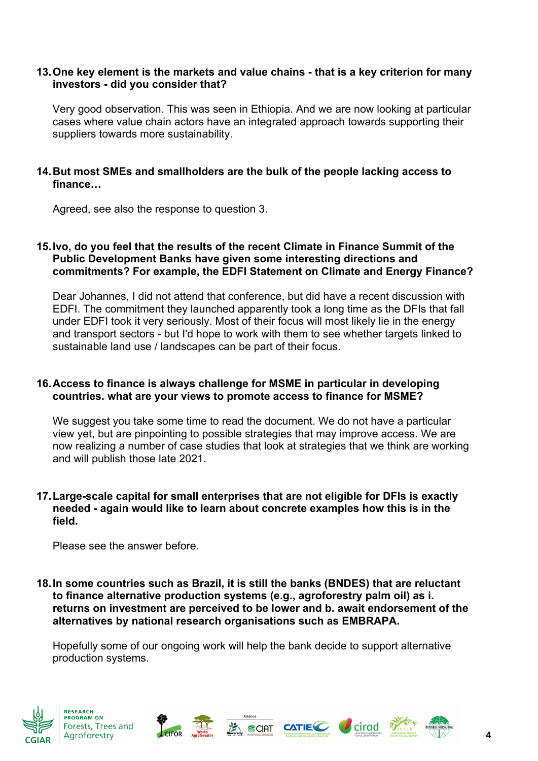13. **One key element is the markets and value chains - that is a key criterion for many investors - did you consider that?**

    Very good observation. This was seen in Ethiopia. And we are now looking at particular cases where value chain actors have an integrated approach towards supporting their suppliers towards more sustainability.

14. **But most SMEs and smallholders are the bulk of the people lacking access to finance…**

    Agreed, see also the response to question 3.

15. **Ivo, do you feel that the results of the recent Climate in Finance Summit of the Public Development Banks have given some interesting directions and commitments? For example, the EDFI Statement on Climate and Energy Finance?**

    Dear Johannes, I did not attend that conference, but did have a recent discussion with EDFI. The commitment they launched apparently took a long time as the DFIs that fall under EDFI took it very seriously. Most of their focus will most likely lie in the energy and transport sectors - but I'd hope to work with them to see whether targets linked to sustainable land use / landscapes can be part of their focus.

16. **Access to finance is always challenge for MSME in particular in developing countries. what are your views to promote access to finance for MSME?**

    We suggest you take some time to read the document. We do not have a particular view yet, but are pinpointing to possible strategies that may improve access. We are now realizing a number of case studies that look at strategies that we think are working and will publish those late 2021.

17. **Large-scale capital for small enterprises that are not eligible for DFIs is exactly needed - again would like to learn about concrete examples how this is in the field.**

    Please see the answer before.

18. **In some countries such as Brazil, it is still the banks (BNDES) that are reluctant to finance alternative production systems (e.g., agroforestry palm oil) as i. returns on investment are perceived to be lower and b. await endorsement of the alternatives by national research organisations such as EMBRAPA.**

    Hopefully some of our ongoing work will help the bank decide to support alternative production systems.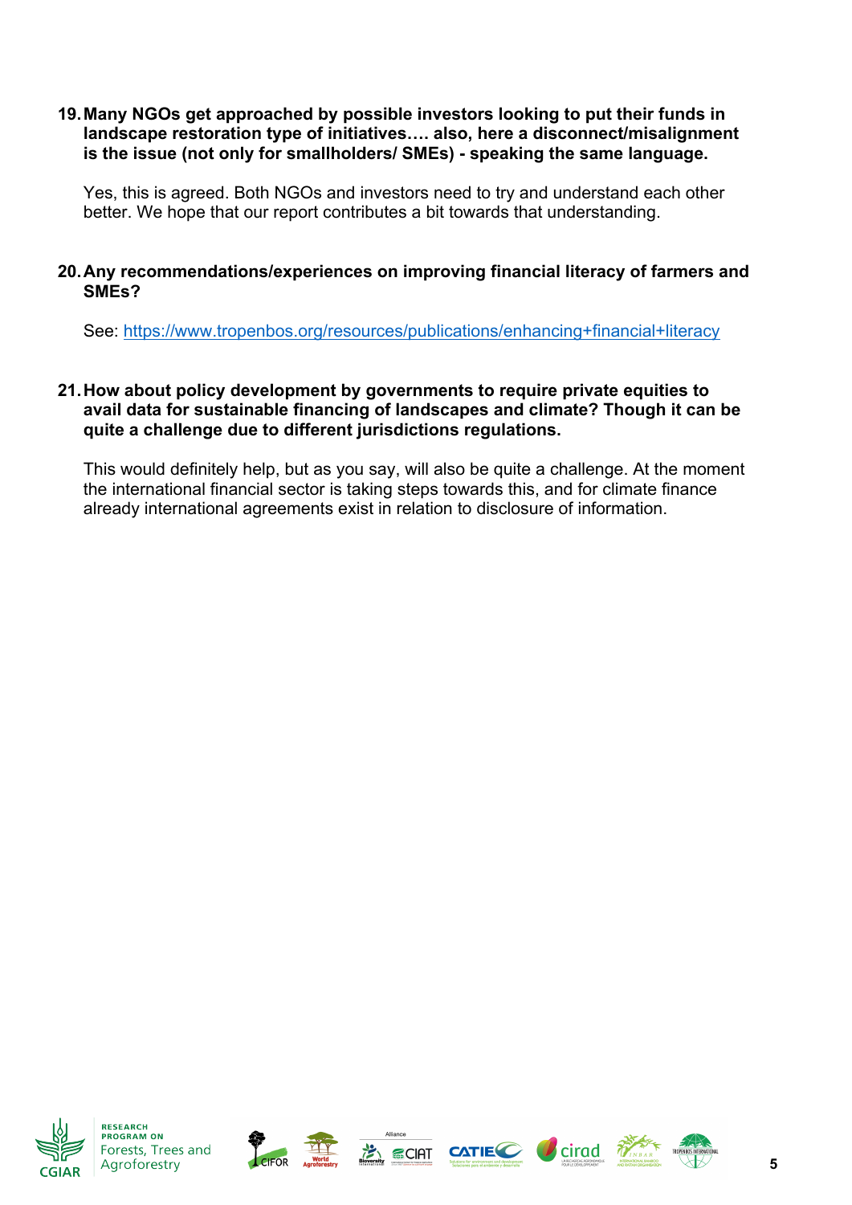**19. Many NGOs get approached by possible investors looking to put their funds in landscape restoration type of initiatives…. also, here a disconnect/misalignment is the issue (not only for smallholders/ SMEs) - speaking the same language.**

Yes, this is agreed. Both NGOs and investors need to try and understand each other better. We hope that our report contributes a bit towards that understanding.

**20. Any recommendations/experiences on improving financial literacy of farmers and SMEs?**

See: https://www.tropenbos.org/resources/publications/enhancing+financial+literacy

**21. How about policy development by governments to require private equities to avail data for sustainable financing of landscapes and climate? Though it can be quite a challenge due to different jurisdictions regulations.**

This would definitely help, but as you say, will also be quite a challenge. At the moment the international financial sector is taking steps towards this, and for climate finance already international agreements exist in relation to disclosure of information.